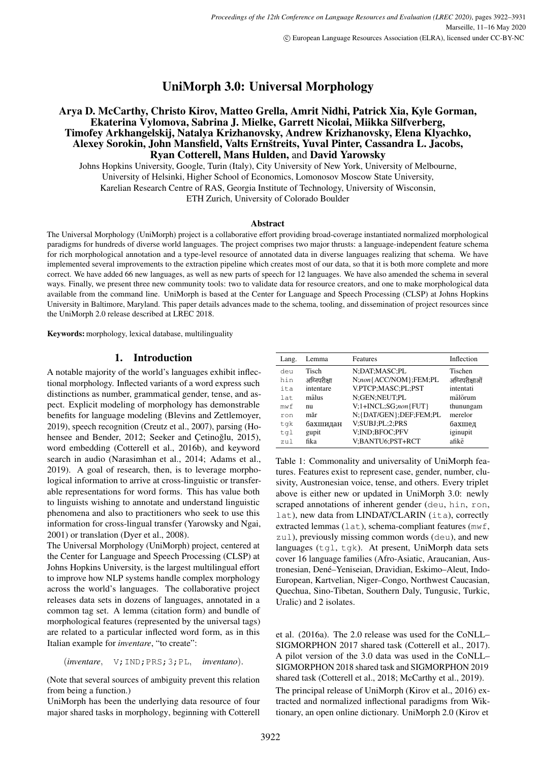# UniMorph 3.0: Universal Morphology

**Arya D. McCarthy, Christo Kirov, Matteo Grella, Amrit Nidhi, Patrick Xia, Kyle Gorman, Ekaterina Vylomova, Sabrina J. Mielke, Garrett Nicolai, Miikka Silfverberg, Timofey Arkhangelskij, Natalya Krizhanovsky, Andrew Krizhanovsky, Elena Klyachko, Alexey Sorokin, John Mansfield, Valts Ernštreits, Yuval Pinter, Cassandra L. Jacobs, Ryan Cotterell, Mans Hulden,** and **David Yarowsky**

Johns Hopkins University, Google, Turin (Italy), City University of New York, University of Melbourne, University of Helsinki, Higher School of Economics, Lomonosov Moscow State University, Karelian Research Centre of RAS, Georgia Institute of Technology, University of Wisconsin, ETH Zurich, University of Colorado Boulder

### Abstract

The Universal Morphology (UniMorph) project is a collaborative effort providing broad-coverage instantiated normalized morphological paradigms for hundreds of diverse world languages. The project comprises two major thrusts: a language-independent feature schema for rich morphological annotation and a type-level resource of annotated data in diverse languages realizing that schema. We have implemented several improvements to the extraction pipeline which creates most of our data, so that it is both more complete and more correct. We have added 66 new languages, as well as new parts of speech for 12 languages. We have also amended the schema in several ways. Finally, we present three new community tools: two to validate data for resource creators, and one to make morphological data available from the command line. UniMorph is based at the Center for Language and Speech Processing (CLSP) at Johns Hopkins University in Baltimore, Maryland. This paper details advances made to the schema, tooling, and dissemination of project resources since the UniMorph 2.0 release described at LREC 2018.

**Keywords:** morphology, lexical database, multilinguality

## 1. Introduction

A notable majority of the world's languages exhibit inflectional morphology. Inflected variants of a word express such distinctions as number, grammatical gender, tense, and aspect. Explicit modeling of morphology has demonstrable benefits for language modeling (Blevins and Zettlemoyer, 2019), speech recognition (Creutz et al., 2007), parsing (Hohensee and Bender, 2012; Seeker and Çetinoğlu, 2015), word embedding (Cotterell et al., 2016b), and keyword search in audio (Narasimhan et al., 2014; Adams et al., 2019). A goal of research, then, is to leverage morphological information to arrive at cross-linguistic or transferable representations for word forms. This has value both to linguists wishing to annotate and understand linguistic phenomena and also to practitioners who seek to use this information for cross-lingual transfer (Yarowsky and Ngai, 2001) or translation (Dyer et al., 2008).

The Universal Morphology (UniMorph) project, centered at the Center for Language and Speech Processing (CLSP) at Johns Hopkins University, is the largest multilingual effort to improve how NLP systems handle complex morphology across the world's languages. The collaborative project releases data sets in dozens of languages, annotated in a common tag set. A lemma (citation form) and bundle of morphological features (represented by the universal tags) are related to a particular inflected word form, as in this Italian example for *inventare*, "to create":

(*inventare*, `V;IND;PRS;3;PL`, *inventano*).

(Note that several sources of ambiguity prevent this relation from being a function.)

UniMorph has been the underlying data resource of four major shared tasks in morphology, beginning with Cotterell et al. (2016a). The 2.0 release was used for the CoNLL–SIGMORPHON 2017 shared task (Cotterell et al., 2017). A pilot version of the 3.0 data was used in the CoNLL–SIGMORPHON 2018 shared task and SIGMORPHON 2019 shared task (Cotterell et al., 2018; McCarthy et al., 2019).

The principal release of UniMorph (Kirov et al., 2016) extracted and normalized inflectional paradigms from Wiktionary, an open online dictionary. UniMorph 2.0 (Kirov et

| Lang. | Lemma | Features | Inflection |
|---|---|---|---|
| `deu` | Tisch | N;DAT;MASC;PL | Tischen |
| `hin` | अग्निपरीक्षा | N;*non*{ACC/NOM};FEM;PL | अग्निपरीक्षाओं |
| `ita` | intentare | V.PTCP;MASC;PL;PST | intentati |
| `lat` | mālus | N;GEN;NEUT;PL | mālōrum |
| `mwf` | nu | V;1+INCL;SG;*non*{FUT} | thunungam |
| `ron` | măr | N;{DAT/GEN};DEF;FEM;PL | merelor |
| `tgk` | бахшидан | V;SUBJ;PL;2;PRS | бахшед |
| `tgl` | gupit | V;IND;BFOC;PFV | iginupit |
| `zul` | fika | V;BANTU6;PST+RCT | afikē |

Table 1: Commonality and universality of UniMorph features. Features exist to represent case, gender, number, clusivity, Austronesian voice, tense, and others. Every triplet above is either new or updated in UniMorph 3.0: newly scraped annotations of inherent gender (`deu`, `hin`, `ron`, `lat`), new data from LINDAT/CLARIN (`ita`), correctly extracted lemmas (`lat`), schema-compliant features (`mwf`, `zul`), previously missing common words (`deu`), and new languages (`tgl`, `tgk`). At present, UniMorph data sets cover 16 language families (Afro-Asiatic, Araucanian, Austronesian, Dené–Yeniseian, Dravidian, Eskimo–Aleut, Indo-European, Kartvelian, Niger–Congo, Northwest Caucasian, Quechua, Sino-Tibetan, Southern Daly, Tungusic, Turkic, Uralic) and 2 isolates.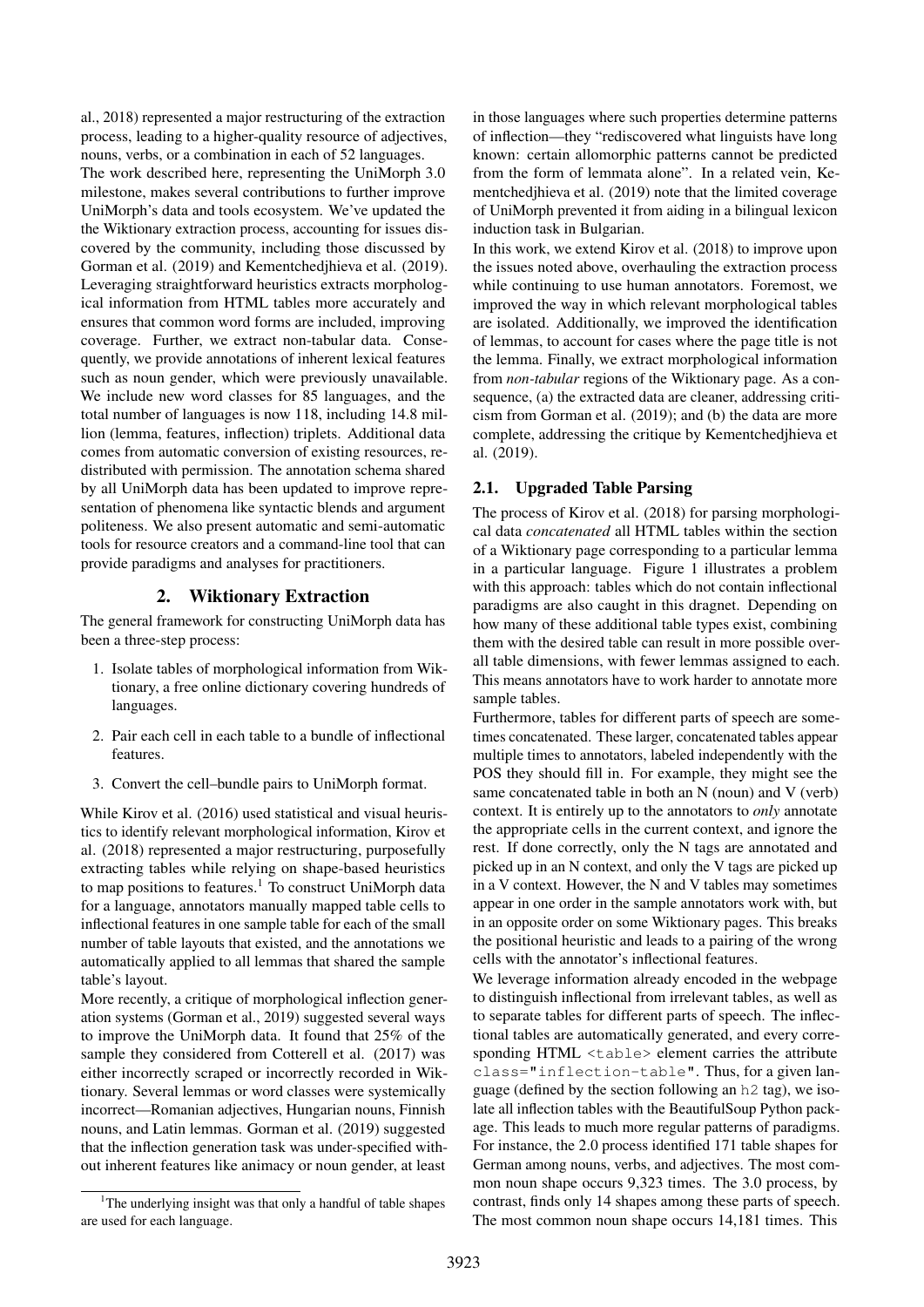al., 2018) represented a major restructuring of the extraction process, leading to a higher-quality resource of adjectives, nouns, verbs, or a combination in each of 52 languages.

The work described here, representing the UniMorph 3.0 milestone, makes several contributions to further improve UniMorph's data and tools ecosystem. We've updated the the Wiktionary extraction process, accounting for issues discovered by the community, including those discussed by Gorman et al. (2019) and Kementchedjhieva et al. (2019). Leveraging straightforward heuristics extracts morphological information from HTML tables more accurately and ensures that common word forms are included, improving coverage. Further, we extract non-tabular data. Consequently, we provide annotations of inherent lexical features such as noun gender, which were previously unavailable. We include new word classes for 85 languages, and the total number of languages is now 118, including 14.8 million (lemma, features, inflection) triplets. Additional data comes from automatic conversion of existing resources, redistributed with permission. The annotation schema shared by all UniMorph data has been updated to improve representation of phenomena like syntactic blends and argument politeness. We also present automatic and semi-automatic tools for resource creators and a command-line tool that can provide paradigms and analyses for practitioners.

## 2. Wiktionary Extraction

The general framework for constructing UniMorph data has been a three-step process:

1. Isolate tables of morphological information from Wiktionary, a free online dictionary covering hundreds of languages.
2. Pair each cell in each table to a bundle of inflectional features.
3. Convert the cell–bundle pairs to UniMorph format.

While Kirov et al. (2016) used statistical and visual heuristics to identify relevant morphological information, Kirov et al. (2018) represented a major restructuring, purposefully extracting tables while relying on shape-based heuristics to map positions to features.[1] To construct UniMorph data for a language, annotators manually mapped table cells to inflectional features in one sample table for each of the small number of table layouts that existed, and the annotations we automatically applied to all lemmas that shared the sample table's layout.

More recently, a critique of morphological inflection generation systems (Gorman et al., 2019) suggested several ways to improve the UniMorph data. It found that 25% of the sample they considered from Cotterell et al. (2017) was either incorrectly scraped or incorrectly recorded in Wiktionary. Several lemmas or word classes were systemically incorrect—Romanian adjectives, Hungarian nouns, Finnish nouns, and Latin lemmas. Gorman et al. (2019) suggested that the inflection generation task was under-specified without inherent features like animacy or noun gender, at least in those languages where such properties determine patterns of inflection—they "rediscovered what linguists have long known: certain allomorphic patterns cannot be predicted from the form of lemmata alone". In a related vein, Kementchedjhieva et al. (2019) note that the limited coverage of UniMorph prevented it from aiding in a bilingual lexicon induction task in Bulgarian.

In this work, we extend Kirov et al. (2018) to improve upon the issues noted above, overhauling the extraction process while continuing to use human annotators. Foremost, we improved the way in which relevant morphological tables are isolated. Additionally, we improved the identification of lemmas, to account for cases where the page title is not the lemma. Finally, we extract morphological information from *non-tabular* regions of the Wiktionary page. As a consequence, (a) the extracted data are cleaner, addressing criticism from Gorman et al. (2019); and (b) the data are more complete, addressing the critique by Kementchedjhieva et al. (2019).

### 2.1. Upgraded Table Parsing

The process of Kirov et al. (2018) for parsing morphological data *concatenated* all HTML tables within the section of a Wiktionary page corresponding to a particular lemma in a particular language. Figure 1 illustrates a problem with this approach: tables which do not contain inflectional paradigms are also caught in this dragnet. Depending on how many of these additional table types exist, combining them with the desired table can result in more possible overall table dimensions, with fewer lemmas assigned to each. This means annotators have to work harder to annotate more sample tables.

Furthermore, tables for different parts of speech are sometimes concatenated. These larger, concatenated tables appear multiple times to annotators, labeled independently with the POS they should fill in. For example, they might see the same concatenated table in both an N (noun) and V (verb) context. It is entirely up to the annotators to *only* annotate the appropriate cells in the current context, and ignore the rest. If done correctly, only the N tags are annotated and picked up in an N context, and only the V tags are picked up in a V context. However, the N and V tables may sometimes appear in one order in the sample annotators work with, but in an opposite order on some Wiktionary pages. This breaks the positional heuristic and leads to a pairing of the wrong cells with the annotator's inflectional features.

We leverage information already encoded in the webpage to distinguish inflectional from irrelevant tables, as well as to separate tables for different parts of speech. The inflectional tables are automatically generated, and every corresponding HTML `<table>` element carries the attribute `class="inflection-table"`. Thus, for a given language (defined by the section following an `h2` tag), we isolate all inflection tables with the BeautifulSoup Python package. This leads to much more regular patterns of paradigms. For instance, the 2.0 process identified 171 table shapes for German among nouns, verbs, and adjectives. The most common noun shape occurs 9,323 times. The 3.0 process, by contrast, finds only 14 shapes among these parts of speech. The most common noun shape occurs 14,181 times. This

[1] The underlying insight was that only a handful of table shapes are used for each language.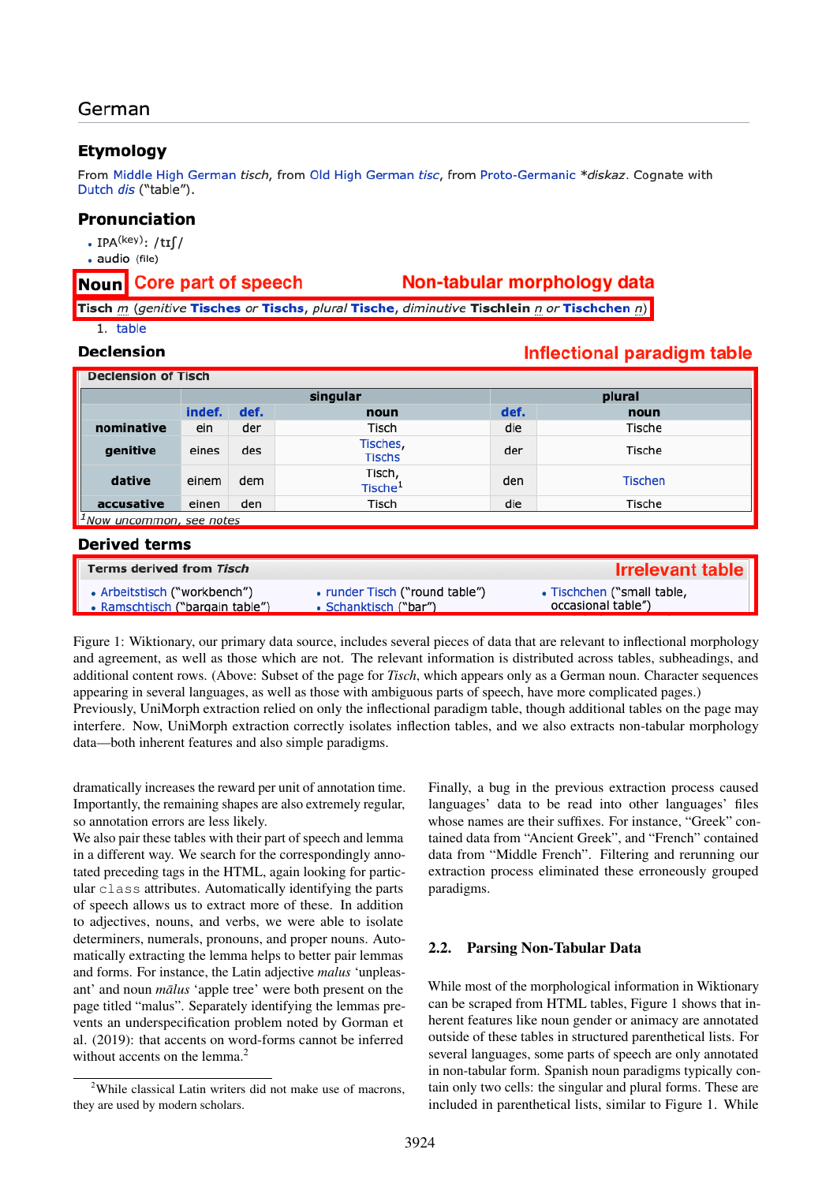German

**Etymology**

From Middle High German *tisch*, from Old High German *tisc*, from Proto-Germanic *\*diskaz*. Cognate with Dutch *dis* ("table").

**Pronunciation**

- IPA(key): /tɪʃ/
- audio (file)

**Noun** Core part of speech Non-tabular morphology data

**Tisch** *m* (*genitive* **Tisches** *or* **Tischs**, *plural* **Tische**, *diminutive* **Tischlein** *n or* **Tischchen** *n*)

1. table

**Declension** Inflectional paradigm table

Declension of Tisch

| | singular | | | plural | |
|---|---|---|---|---|---|
| | indef. | def. | noun | def. | noun |
| nominative | ein | der | Tisch | die | Tische |
| genitive | eines | des | Tisches, Tischs | der | Tische |
| dative | einem | dem | Tisch, Tische[1] | den | Tischen |
| accusative | einen | den | Tisch | die | Tische |

[1]Now uncommon, see notes

**Derived terms**

Terms derived from *Tisch* Irrelevant table

- Arbeitstisch ("workbench")
- Ramschtisch ("bargain table")
- runder Tisch ("round table")
- Schanktisch ("bar")
- Tischchen ("small table, occasional table")

Figure 1: Wiktionary, our primary data source, includes several pieces of data that are relevant to inflectional morphology and agreement, as well as those which are not. The relevant information is distributed across tables, subheadings, and additional content rows. (Above: Subset of the page for *Tisch*, which appears only as a German noun. Character sequences appearing in several languages, as well as those with ambiguous parts of speech, have more complicated pages.) Previously, UniMorph extraction relied on only the inflectional paradigm table, though additional tables on the page may interfere. Now, UniMorph extraction correctly isolates inflection tables, and we also extracts non-tabular morphology data—both inherent features and also simple paradigms.

dramatically increases the reward per unit of annotation time. Importantly, the remaining shapes are also extremely regular, so annotation errors are less likely.

We also pair these tables with their part of speech and lemma in a different way. We search for the correspondingly annotated preceding tags in the HTML, again looking for particular `class` attributes. Automatically identifying the parts of speech allows us to extract more of these. In addition to adjectives, nouns, and verbs, we were able to isolate determiners, numerals, pronouns, and proper nouns. Automatically extracting the lemma helps to better pair lemmas and forms. For instance, the Latin adjective *malus* 'unpleasant' and noun *mālus* 'apple tree' were both present on the page titled "malus". Separately identifying the lemmas prevents an underspecification problem noted by Gorman et al. (2019): that accents on word-forms cannot be inferred without accents on the lemma.[2]

[2]While classical Latin writers did not make use of macrons, they are used by modern scholars.

Finally, a bug in the previous extraction process caused languages' data to be read into other languages' files whose names are their suffixes. For instance, "Greek" contained data from "Ancient Greek", and "French" contained data from "Middle French". Filtering and rerunning our extraction process eliminated these erroneously grouped paradigms.

## 2.2. Parsing Non-Tabular Data

While most of the morphological information in Wiktionary can be scraped from HTML tables, Figure 1 shows that inherent features like noun gender or animacy are annotated outside of these tables in structured parenthetical lists. For several languages, some parts of speech are only annotated in non-tabular form. Spanish noun paradigms typically contain only two cells: the singular and plural forms. These are included in parenthetical lists, similar to Figure 1. While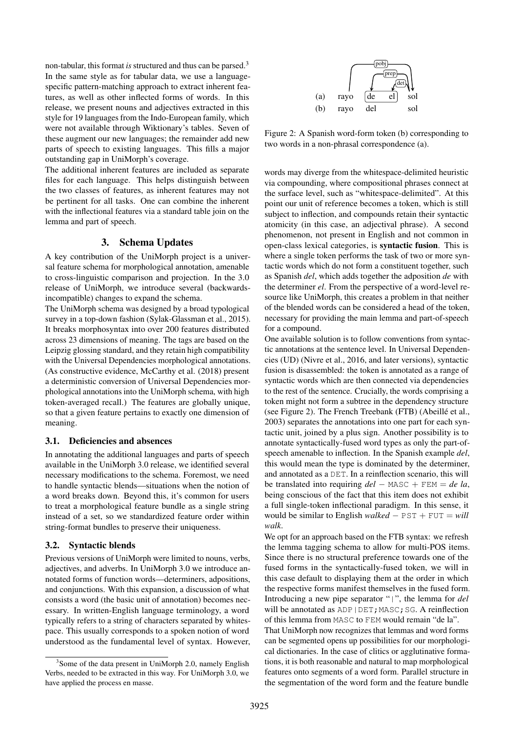non-tabular, this format *is* structured and thus can be parsed.[3] In the same style as for tabular data, we use a language-specific pattern-matching approach to extract inherent features, as well as other inflected forms of words. In this release, we present nouns and adjectives extracted in this style for 19 languages from the Indo-European family, which were not available through Wiktionary's tables. Seven of these augment our new languages; the remainder add new parts of speech to existing languages. This fills a major outstanding gap in UniMorph's coverage.

The additional inherent features are included as separate files for each language. This helps distinguish between the two classes of features, as inherent features may not be pertinent for all tasks. One can combine the inherent with the inflectional features via a standard table join on the lemma and part of speech.

## 3. Schema Updates

A key contribution of the UniMorph project is a universal feature schema for morphological annotation, amenable to cross-linguistic comparison and projection. In the 3.0 release of UniMorph, we introduce several (backwards-incompatible) changes to expand the schema.

The UniMorph schema was designed by a broad typological survey in a top-down fashion (Sylak-Glassman et al., 2015). It breaks morphosyntax into over 200 features distributed across 23 dimensions of meaning. The tags are based on the Leipzig glossing standard, and they retain high compatibility with the Universal Dependencies morphological annotations. (As constructive evidence, McCarthy et al. (2018) present a deterministic conversion of Universal Dependencies morphological annotations into the UniMorph schema, with high token-averaged recall.) The features are globally unique, so that a given feature pertains to exactly one dimension of meaning.

### 3.1. Deficiencies and absences

In annotating the additional languages and parts of speech available in the UniMorph 3.0 release, we identified several necessary modifications to the schema. Foremost, we need to handle syntactic blends—situations when the notion of a word breaks down. Beyond this, it's common for users to treat a morphological feature bundle as a single string instead of a set, so we standardized feature order within string-format bundles to preserve their uniqueness.

### 3.2. Syntactic blends

Previous versions of UniMorph were limited to nouns, verbs, adjectives, and adverbs. In UniMorph 3.0 we introduce annotated forms of function words—determiners, adpositions, and conjunctions. With this expansion, a discussion of what consists a word (the basic unit of annotation) becomes necessary. In written-English language terminology, a word typically refers to a string of characters separated by whitespace. This usually corresponds to a spoken notion of word understood as the fundamental level of syntax. However, words may diverge from the whitespace-delimited heuristic via compounding, where compositional phrases connect at the surface level, such as "whitespace-delimited". At this point our unit of reference becomes a token, which is still subject to inflection, and compounds retain their syntactic atomicity (in this case, an adjectival phrase). A second phenomenon, not present in English and not common in open-class lexical categories, is **syntactic fusion**. This is where a single token performs the task of two or more syntactic words which do not form a constituent together, such as Spanish *del*, which adds together the adposition *de* with the determiner *el*. From the perspective of a word-level resource like UniMorph, this creates a problem in that neither of the blended words can be considered a head of the token, necessary for providing the main lemma and part-of-speech for a compound.

| | | | | |
|---|---|---|---|---|
| (a) | rayo | de | el | sol |
| (b) | rayo | del | | sol |

(Arcs in (a): pobj: rayo → sol; prep: sol → de; det: sol → el)

Figure 2: A Spanish word-form token (b) corresponding to two words in a non-phrasal correspondence (a).

One available solution is to follow conventions from syntactic annotations at the sentence level. In Universal Dependencies (UD) (Nivre et al., 2016, and later versions), syntactic fusion is disassembled: the token is annotated as a range of syntactic words which are then connected via dependencies to the rest of the sentence. Crucially, the words comprising a token might not form a subtree in the dependency structure (see Figure 2). The French Treebank (FTB) (Abeillé et al., 2003) separates the annotations into one part for each syntactic unit, joined by a plus sign. Another possibility is to annotate syntactically-fused word types as only the part-of-speech amenable to inflection. In the Spanish example *del*, this would mean the type is dominated by the determiner, and annotated as a DET. In a reinflection scenario, this will be translated into requiring *del* − MASC + FEM = *de la*, being conscious of the fact that this item does not exhibit a full single-token inflectional paradigm. In this sense, it would be similar to English *walked* − PST + FUT = *will walk*.

We opt for an approach based on the FTB syntax: we refresh the lemma tagging schema to allow for multi-POS items. Since there is no structural preference towards one of the fused forms in the syntactically-fused token, we will in this case default to displaying them at the order in which the respective forms manifest themselves in the fused form. Introducing a new pipe separator "|", the lemma for *del* will be annotated as ADP|DET;MASC;SG. A reinflection of this lemma from MASC to FEM would remain "de la".

That UniMorph now recognizes that lemmas and word forms can be segmented opens up possibilities for our morphological dictionaries. In the case of clitics or agglutinative formations, it is both reasonable and natural to map morphological features onto segments of a word form. Parallel structure in the segmentation of the word form and the feature bundle

[3] Some of the data present in UniMorph 2.0, namely English Verbs, needed to be extracted in this way. For UniMorph 3.0, we have applied the process en masse.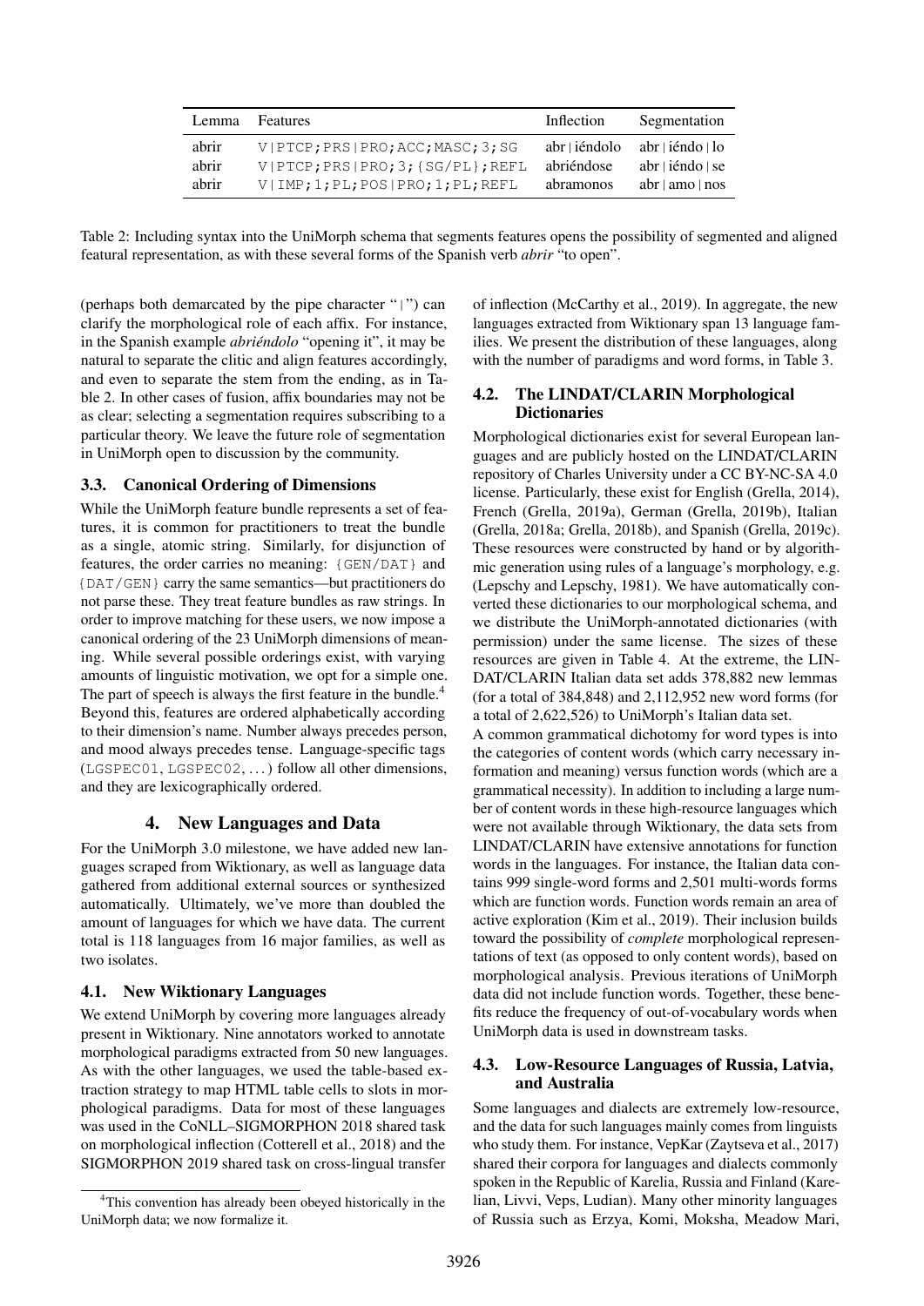| Lemma | Features | Inflection | Segmentation |
|---|---|---|---|
| abrir | V\|PTCP;PRS\|PRO;ACC;MASC;3;SG | abr \| iéndolo | abr \| iéndo \| lo |
| abrir | V\|PTCP;PRS\|PRO;3;{SG/PL};REFL | abriéndose | abr \| iéndo \| se |
| abrir | V\|IMP;1;PL;POS\|PRO;1;PL;REFL | abramonos | abr \| amo \| nos |

Table 2: Including syntax into the UniMorph schema that segments features opens the possibility of segmented and aligned featural representation, as with these several forms of the Spanish verb *abrir* "to open".

(perhaps both demarcated by the pipe character "|") can clarify the morphological role of each affix. For instance, in the Spanish example *abriéndolo* "opening it", it may be natural to separate the clitic and align features accordingly, and even to separate the stem from the ending, as in Table 2. In other cases of fusion, affix boundaries may not be as clear; selecting a segmentation requires subscribing to a particular theory. We leave the future role of segmentation in UniMorph open to discussion by the community.

### 3.3. Canonical Ordering of Dimensions

While the UniMorph feature bundle represents a set of features, it is common for practitioners to treat the bundle as a single, atomic string. Similarly, for disjunction of features, the order carries no meaning: {GEN/DAT} and {DAT/GEN} carry the same semantics—but practitioners do not parse these. They treat feature bundles as raw strings. In order to improve matching for these users, we now impose a canonical ordering of the 23 UniMorph dimensions of meaning. While several possible orderings exist, with varying amounts of linguistic motivation, we opt for a simple one. The part of speech is always the first feature in the bundle.[4] Beyond this, features are ordered alphabetically according to their dimension's name. Number always precedes person, and mood always precedes tense. Language-specific tags (LGSPEC01, LGSPEC02, ...) follow all other dimensions, and they are lexicographically ordered.

## 4. New Languages and Data

For the UniMorph 3.0 milestone, we have added new languages scraped from Wiktionary, as well as language data gathered from additional external sources or synthesized automatically. Ultimately, we've more than doubled the amount of languages for which we have data. The current total is 118 languages from 16 major families, as well as two isolates.

### 4.1. New Wiktionary Languages

We extend UniMorph by covering more languages already present in Wiktionary. Nine annotators worked to annotate morphological paradigms extracted from 50 new languages. As with the other languages, we used the table-based extraction strategy to map HTML table cells to slots in morphological paradigms. Data for most of these languages was used in the CoNLL–SIGMORPHON 2018 shared task on morphological inflection (Cotterell et al., 2018) and the SIGMORPHON 2019 shared task on cross-lingual transfer of inflection (McCarthy et al., 2019). In aggregate, the new languages extracted from Wiktionary span 13 language families. We present the distribution of these languages, along with the number of paradigms and word forms, in Table 3.

### 4.2. The LINDAT/CLARIN Morphological Dictionaries

Morphological dictionaries exist for several European languages and are publicly hosted on the LINDAT/CLARIN repository of Charles University under a CC BY-NC-SA 4.0 license. Particularly, these exist for English (Grella, 2014), French (Grella, 2019a), German (Grella, 2019b), Italian (Grella, 2018a; Grella, 2018b), and Spanish (Grella, 2019c). These resources were constructed by hand or by algorithmic generation using rules of a language's morphology, e.g. (Lepschy and Lepschy, 1981). We have automatically converted these dictionaries to our morphological schema, and we distribute the UniMorph-annotated dictionaries (with permission) under the same license. The sizes of these resources are given in Table 4. At the extreme, the LINDAT/CLARIN Italian data set adds 378,882 new lemmas (for a total of 384,848) and 2,112,952 new word forms (for a total of 2,622,526) to UniMorph's Italian data set.

A common grammatical dichotomy for word types is into the categories of content words (which carry necessary information and meaning) versus function words (which are a grammatical necessity). In addition to including a large number of content words in these high-resource languages which were not available through Wiktionary, the data sets from LINDAT/CLARIN have extensive annotations for function words in the languages. For instance, the Italian data contains 999 single-word forms and 2,501 multi-words forms which are function words. Function words remain an area of active exploration (Kim et al., 2019). Their inclusion builds toward the possibility of *complete* morphological representations of text (as opposed to only content words), based on morphological analysis. Previous iterations of UniMorph data did not include function words. Together, these benefits reduce the frequency of out-of-vocabulary words when UniMorph data is used in downstream tasks.

### 4.3. Low-Resource Languages of Russia, Latvia, and Australia

Some languages and dialects are extremely low-resource, and the data for such languages mainly comes from linguists who study them. For instance, VepKar (Zaytseva et al., 2017) shared their corpora for languages and dialects commonly spoken in the Republic of Karelia, Russia and Finland (Karelian, Livvi, Veps, Ludian). Many other minority languages of Russia such as Erzya, Komi, Moksha, Meadow Mari,

[4] This convention has already been obeyed historically in the UniMorph data; we now formalize it.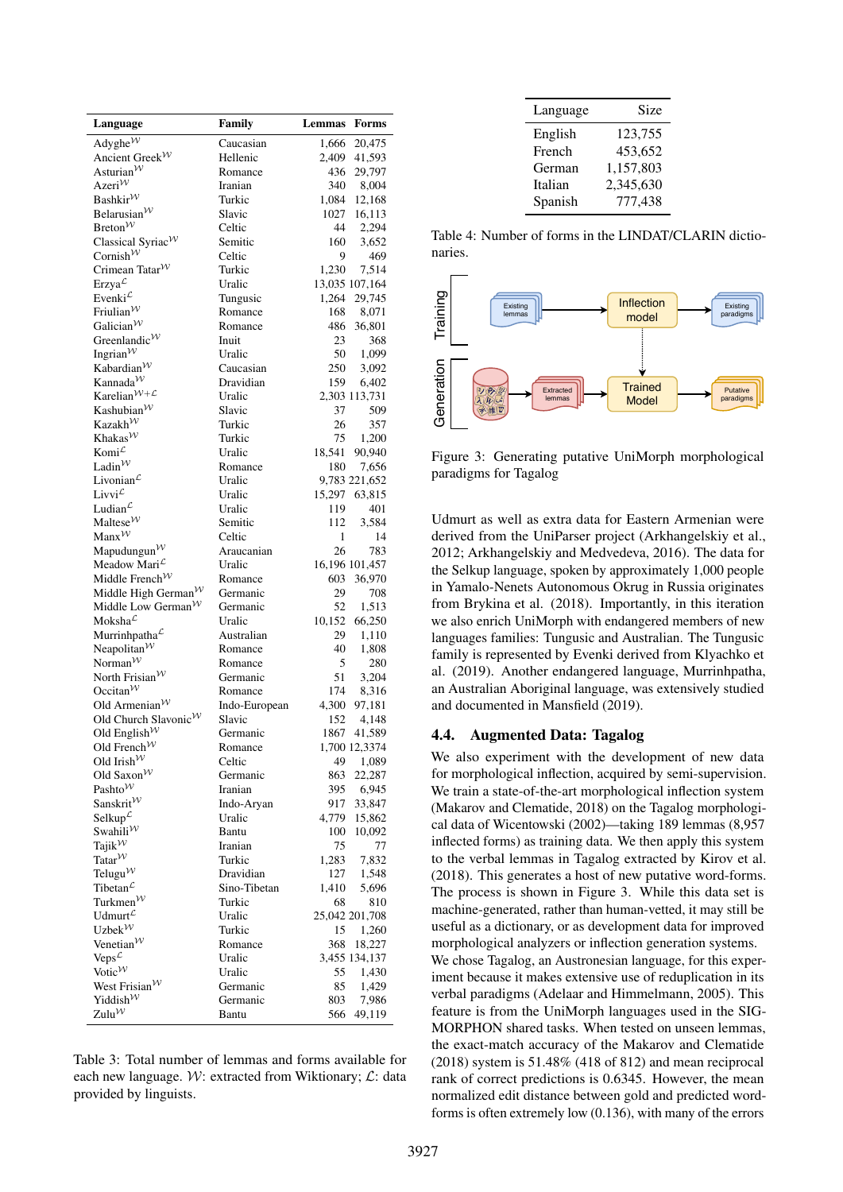| Language | Family | Lemmas | Forms |
|---|---|---|---|
| Adyghe$^{\mathcal{W}}$ | Caucasian | 1,666 | 20,475 |
| Ancient Greek$^{\mathcal{W}}$ | Hellenic | 2,409 | 41,593 |
| Asturian$^{\mathcal{W}}$ | Romance | 436 | 29,797 |
| Azeri$^{\mathcal{W}}$ | Iranian | 340 | 8,004 |
| Bashkir$^{\mathcal{W}}$ | Turkic | 1,084 | 12,168 |
| Belarusian$^{\mathcal{W}}$ | Slavic | 1027 | 16,113 |
| Breton$^{\mathcal{W}}$ | Celtic | 44 | 2,294 |
| Classical Syriac$^{\mathcal{W}}$ | Semitic | 160 | 3,652 |
| Cornish$^{\mathcal{W}}$ | Celtic | 9 | 469 |
| Crimean Tatar$^{\mathcal{W}}$ | Turkic | 1,230 | 7,514 |
| Erzya$^{\mathcal{L}}$ | Uralic | 13,035 | 107,164 |
| Evenki$^{\mathcal{L}}$ | Tungusic | 1,264 | 29,745 |
| Friulian$^{\mathcal{W}}$ | Romance | 168 | 8,071 |
| Galician$^{\mathcal{W}}$ | Romance | 486 | 36,801 |
| Greenlandic$^{\mathcal{W}}$ | Inuit | 23 | 368 |
| Ingrian$^{\mathcal{W}}$ | Uralic | 50 | 1,099 |
| Kabardian$^{\mathcal{W}}$ | Caucasian | 250 | 3,092 |
| Kannada$^{\mathcal{W}}$ | Dravidian | 159 | 6,402 |
| Karelian$^{\mathcal{W}+\mathcal{L}}$ | Uralic | 2,303 | 113,731 |
| Kashubian$^{\mathcal{W}}$ | Slavic | 37 | 509 |
| Kazakh$^{\mathcal{W}}$ | Turkic | 26 | 357 |
| Khakas$^{\mathcal{W}}$ | Turkic | 75 | 1,200 |
| Komi$^{\mathcal{L}}$ | Uralic | 18,541 | 90,940 |
| Ladin$^{\mathcal{W}}$ | Romance | 180 | 7,656 |
| Livonian$^{\mathcal{L}}$ | Uralic | 9,783 | 221,652 |
| Livvi$^{\mathcal{L}}$ | Uralic | 15,297 | 63,815 |
| Ludian$^{\mathcal{L}}$ | Uralic | 119 | 401 |
| Maltese$^{\mathcal{W}}$ | Semitic | 112 | 3,584 |
| Manx$^{\mathcal{W}}$ | Celtic | 1 | 14 |
| Mapudungun$^{\mathcal{W}}$ | Araucanian | 26 | 783 |
| Meadow Mari$^{\mathcal{L}}$ | Uralic | 16,196 | 101,457 |
| Middle French$^{\mathcal{W}}$ | Romance | 603 | 36,970 |
| Middle High German$^{\mathcal{W}}$ | Germanic | 29 | 708 |
| Middle Low German$^{\mathcal{W}}$ | Germanic | 52 | 1,513 |
| Moksha$^{\mathcal{L}}$ | Uralic | 10,152 | 66,250 |
| Murrinhpatha$^{\mathcal{L}}$ | Australian | 29 | 1,110 |
| Neapolitan$^{\mathcal{W}}$ | Romance | 40 | 1,808 |
| Norman$^{\mathcal{W}}$ | Romance | 5 | 280 |
| North Frisian$^{\mathcal{W}}$ | Germanic | 51 | 3,204 |
| Occitan$^{\mathcal{W}}$ | Romance | 174 | 8,316 |
| Old Armenian$^{\mathcal{W}}$ | Indo-European | 4,300 | 97,181 |
| Old Church Slavonic$^{\mathcal{W}}$ | Slavic | 152 | 4,148 |
| Old English$^{\mathcal{W}}$ | Germanic | 1867 | 41,589 |
| Old French$^{\mathcal{W}}$ | Romance | 1,700 | 12,3374 |
| Old Irish$^{\mathcal{W}}$ | Celtic | 49 | 1,089 |
| Old Saxon$^{\mathcal{W}}$ | Germanic | 863 | 22,287 |
| Pashto$^{\mathcal{W}}$ | Iranian | 395 | 6,945 |
| Sanskrit$^{\mathcal{W}}$ | Indo-Aryan | 917 | 33,847 |
| Selkup$^{\mathcal{L}}$ | Uralic | 4,779 | 15,862 |
| Swahili$^{\mathcal{W}}$ | Bantu | 100 | 10,092 |
| Tajik$^{\mathcal{W}}$ | Iranian | 75 | 77 |
| Tatar$^{\mathcal{W}}$ | Turkic | 1,283 | 7,832 |
| Telugu$^{\mathcal{W}}$ | Dravidian | 127 | 1,548 |
| Tibetan$^{\mathcal{L}}$ | Sino-Tibetan | 1,410 | 5,696 |
| Turkmen$^{\mathcal{W}}$ | Turkic | 68 | 810 |
| Udmurt$^{\mathcal{L}}$ | Uralic | 25,042 | 201,708 |
| Uzbek$^{\mathcal{W}}$ | Turkic | 15 | 1,260 |
| Venetian$^{\mathcal{W}}$ | Romance | 368 | 18,227 |
| Veps$^{\mathcal{L}}$ | Uralic | 3,455 | 134,137 |
| Votic$^{\mathcal{W}}$ | Uralic | 55 | 1,430 |
| West Frisian$^{\mathcal{W}}$ | Germanic | 85 | 1,429 |
| Yiddish$^{\mathcal{W}}$ | Germanic | 803 | 7,986 |
| Zulu$^{\mathcal{W}}$ | Bantu | 566 | 49,119 |

Table 3: Total number of lemmas and forms available for each new language. $\mathcal{W}$: extracted from Wiktionary; $\mathcal{L}$: data provided by linguists.

| Language | Size |
|---|---|
| English | 123,755 |
| French | 453,652 |
| German | 1,157,803 |
| Italian | 2,345,630 |
| Spanish | 777,438 |

Table 4: Number of forms in the LINDAT/CLARIN dictionaries.

Figure 3: Generating putative UniMorph morphological paradigms for Tagalog

Udmurt as well as extra data for Eastern Armenian were derived from the UniParser project (Arkhangelskiy et al., 2012; Arkhangelskiy and Medvedeva, 2016). The data for the Selkup language, spoken by approximately 1,000 people in Yamalo-Nenets Autonomous Okrug in Russia originates from Brykina et al. (2018). Importantly, in this iteration we also enrich UniMorph with endangered members of new languages families: Tungusic and Australian. The Tungusic family is represented by Evenki derived from Klyachko et al. (2019). Another endangered language, Murrinhpatha, an Australian Aboriginal language, was extensively studied and documented in Mansfield (2019).

### 4.4. Augmented Data: Tagalog

We also experiment with the development of new data for morphological inflection, acquired by semi-supervision. We train a state-of-the-art morphological inflection system (Makarov and Clematide, 2018) on the Tagalog morphological data of Wicentowski (2002)—taking 189 lemmas (8,957 inflected forms) as training data. We then apply this system to the verbal lemmas in Tagalog extracted by Kirov et al. (2018). This generates a host of new putative word-forms. The process is shown in Figure 3. While this data set is machine-generated, rather than human-vetted, it may still be useful as a dictionary, or as development data for improved morphological analyzers or inflection generation systems.

We chose Tagalog, an Austronesian language, for this experiment because it makes extensive use of reduplication in its verbal paradigms (Adelaar and Himmelmann, 2005). This feature is from the UniMorph languages used in the SIGMORPHON shared tasks. When tested on unseen lemmas, the exact-match accuracy of the Makarov and Clematide (2018) system is 51.48% (418 of 812) and mean reciprocal rank of correct predictions is 0.6345. However, the mean normalized edit distance between gold and predicted word-forms is often extremely low (0.136), with many of the errors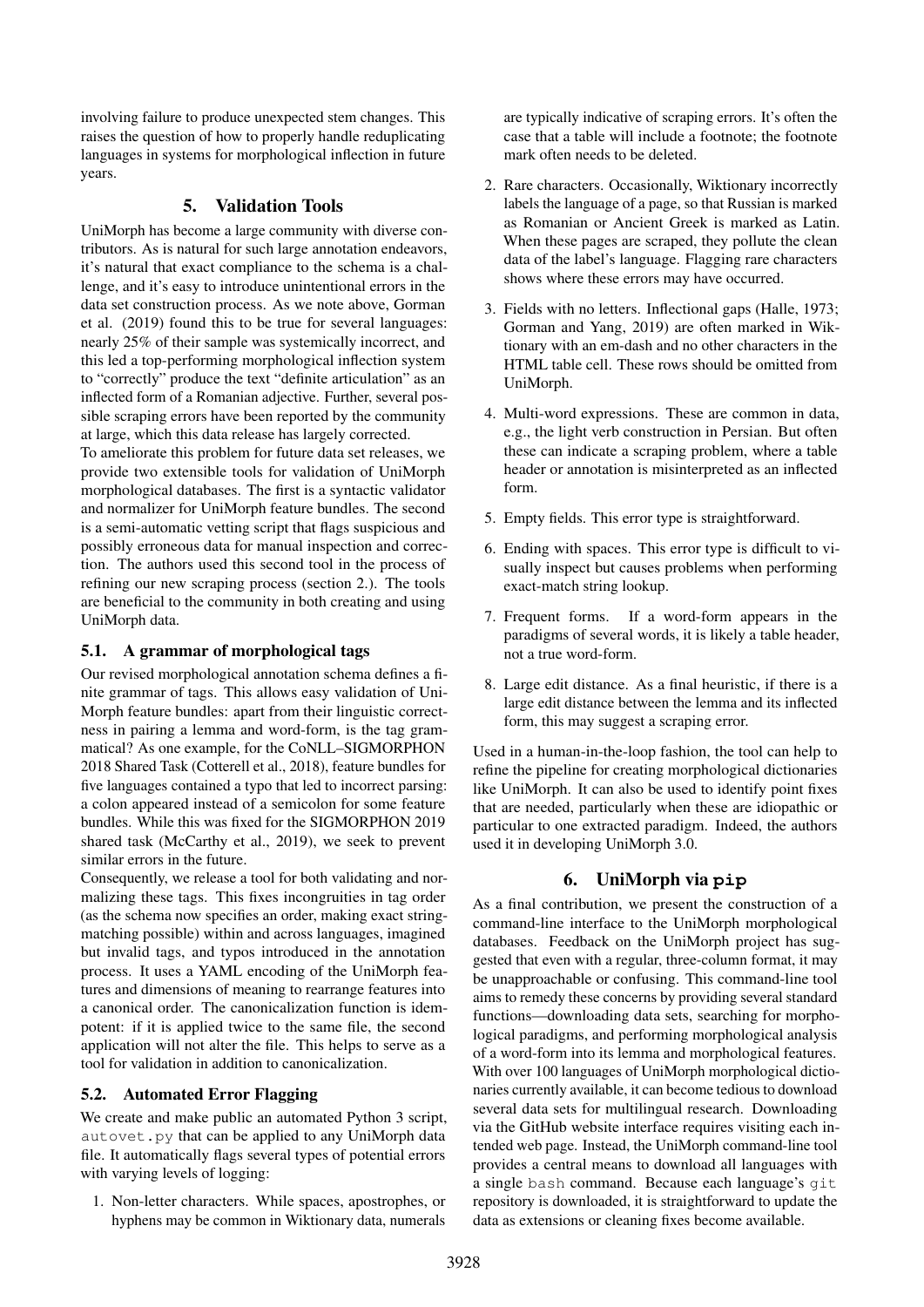involving failure to produce unexpected stem changes. This raises the question of how to properly handle reduplicating languages in systems for morphological inflection in future years.

## 5. Validation Tools

UniMorph has become a large community with diverse contributors. As is natural for such large annotation endeavors, it's natural that exact compliance to the schema is a challenge, and it's easy to introduce unintentional errors in the data set construction process. As we note above, Gorman et al. (2019) found this to be true for several languages: nearly 25% of their sample was systemically incorrect, and this led a top-performing morphological inflection system to "correctly" produce the text "definite articulation" as an inflected form of a Romanian adjective. Further, several possible scraping errors have been reported by the community at large, which this data release has largely corrected.

To ameliorate this problem for future data set releases, we provide two extensible tools for validation of UniMorph morphological databases. The first is a syntactic validator and normalizer for UniMorph feature bundles. The second is a semi-automatic vetting script that flags suspicious and possibly erroneous data for manual inspection and correction. The authors used this second tool in the process of refining our new scraping process (section 2.). The tools are beneficial to the community in both creating and using UniMorph data.

### 5.1. A grammar of morphological tags

Our revised morphological annotation schema defines a finite grammar of tags. This allows easy validation of UniMorph feature bundles: apart from their linguistic correctness in pairing a lemma and word-form, is the tag grammatical? As one example, for the CoNLL–SIGMORPHON 2018 Shared Task (Cotterell et al., 2018), feature bundles for five languages contained a typo that led to incorrect parsing: a colon appeared instead of a semicolon for some feature bundles. While this was fixed for the SIGMORPHON 2019 shared task (McCarthy et al., 2019), we seek to prevent similar errors in the future.

Consequently, we release a tool for both validating and normalizing these tags. This fixes incongruities in tag order (as the schema now specifies an order, making exact string-matching possible) within and across languages, imagined but invalid tags, and typos introduced in the annotation process. It uses a YAML encoding of the UniMorph features and dimensions of meaning to rearrange features into a canonical order. The canonicalization function is idempotent: if it is applied twice to the same file, the second application will not alter the file. This helps to serve as a tool for validation in addition to canonicalization.

### 5.2. Automated Error Flagging

We create and make public an automated Python 3 script, `autovet.py` that can be applied to any UniMorph data file. It automatically flags several types of potential errors with varying levels of logging:

1. Non-letter characters. While spaces, apostrophes, or hyphens may be common in Wiktionary data, numerals are typically indicative of scraping errors. It's often the case that a table will include a footnote; the footnote mark often needs to be deleted.
2. Rare characters. Occasionally, Wiktionary incorrectly labels the language of a page, so that Russian is marked as Romanian or Ancient Greek is marked as Latin. When these pages are scraped, they pollute the clean data of the label's language. Flagging rare characters shows where these errors may have occurred.
3. Fields with no letters. Inflectional gaps (Halle, 1973; Gorman and Yang, 2019) are often marked in Wiktionary with an em-dash and no other characters in the HTML table cell. These rows should be omitted from UniMorph.
4. Multi-word expressions. These are common in data, e.g., the light verb construction in Persian. But often these can indicate a scraping problem, where a table header or annotation is misinterpreted as an inflected form.
5. Empty fields. This error type is straightforward.
6. Ending with spaces. This error type is difficult to visually inspect but causes problems when performing exact-match string lookup.
7. Frequent forms. If a word-form appears in the paradigms of several words, it is likely a table header, not a true word-form.
8. Large edit distance. As a final heuristic, if there is a large edit distance between the lemma and its inflected form, this may suggest a scraping error.

Used in a human-in-the-loop fashion, the tool can help to refine the pipeline for creating morphological dictionaries like UniMorph. It can also be used to identify point fixes that are needed, particularly when these are idiopathic or particular to one extracted paradigm. Indeed, the authors used it in developing UniMorph 3.0.

## 6. UniMorph via `pip`

As a final contribution, we present the construction of a command-line interface to the UniMorph morphological databases. Feedback on the UniMorph project has suggested that even with a regular, three-column format, it may be unapproachable or confusing. This command-line tool aims to remedy these concerns by providing several standard functions—downloading data sets, searching for morphological paradigms, and performing morphological analysis of a word-form into its lemma and morphological features. With over 100 languages of UniMorph morphological dictionaries currently available, it can become tedious to download several data sets for multilingual research. Downloading via the GitHub website interface requires visiting each intended web page. Instead, the UniMorph command-line tool provides a central means to download all languages with a single `bash` command. Because each language's `git` repository is downloaded, it is straightforward to update the data as extensions or cleaning fixes become available.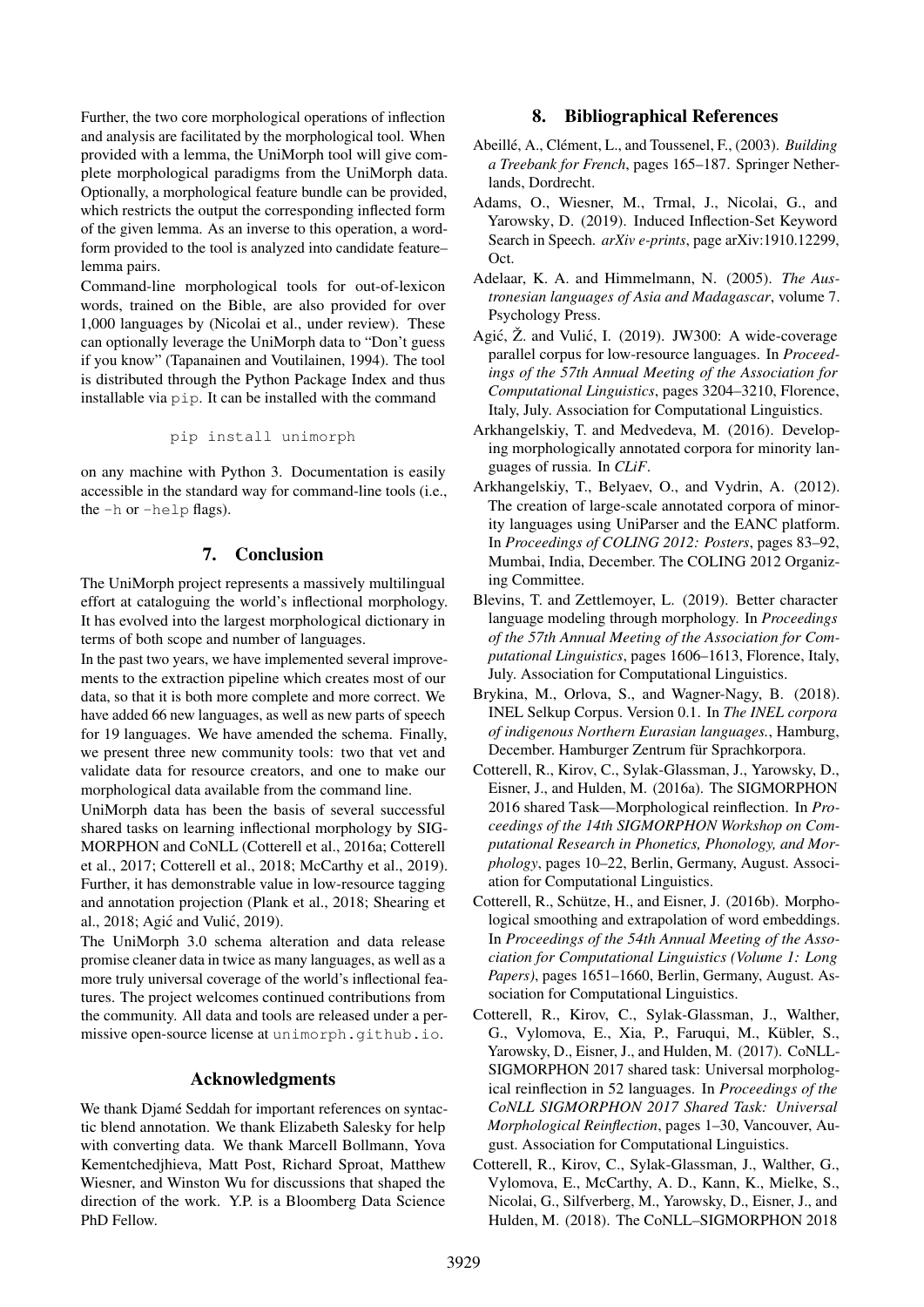Further, the two core morphological operations of inflection and analysis are facilitated by the morphological tool. When provided with a lemma, the UniMorph tool will give complete morphological paradigms from the UniMorph data. Optionally, a morphological feature bundle can be provided, which restricts the output the corresponding inflected form of the given lemma. As an inverse to this operation, a wordform provided to the tool is analyzed into candidate feature–lemma pairs.

Command-line morphological tools for out-of-lexicon words, trained on the Bible, are also provided for over 1,000 languages by (Nicolai et al., under review). These can optionally leverage the UniMorph data to "Don't guess if you know" (Tapanainen and Voutilainen, 1994). The tool is distributed through the Python Package Index and thus installable via `pip`. It can be installed with the command

```
pip install unimorph
```

on any machine with Python 3. Documentation is easily accessible in the standard way for command-line tools (i.e., the `-h` or `-help` flags).

## 7. Conclusion

The UniMorph project represents a massively multilingual effort at cataloguing the world's inflectional morphology. It has evolved into the largest morphological dictionary in terms of both scope and number of languages.

In the past two years, we have implemented several improvements to the extraction pipeline which creates most of our data, so that it is both more complete and more correct. We have added 66 new languages, as well as new parts of speech for 19 languages. We have amended the schema. Finally, we present three new community tools: two that vet and validate data for resource creators, and one to make our morphological data available from the command line.

UniMorph data has been the basis of several successful shared tasks on learning inflectional morphology by SIGMORPHON and CoNLL (Cotterell et al., 2016a; Cotterell et al., 2017; Cotterell et al., 2018; McCarthy et al., 2019). Further, it has demonstrable value in low-resource tagging and annotation projection (Plank et al., 2018; Shearing et al., 2018; Agić and Vulić, 2019).

The UniMorph 3.0 schema alteration and data release promise cleaner data in twice as many languages, as well as a more truly universal coverage of the world's inflectional features. The project welcomes continued contributions from the community. All data and tools are released under a permissive open-source license at `unimorph.github.io`.

## Acknowledgments

We thank Djamé Seddah for important references on syntactic blend annotation. We thank Elizabeth Salesky for help with converting data. We thank Marcell Bollmann, Yova Kementchedjhieva, Matt Post, Richard Sproat, Matthew Wiesner, and Winston Wu for discussions that shaped the direction of the work. Y.P. is a Bloomberg Data Science PhD Fellow.

## 8. Bibliographical References

Abeillé, A., Clément, L., and Toussenel, F., (2003). *Building a Treebank for French*, pages 165–187. Springer Netherlands, Dordrecht.

Adams, O., Wiesner, M., Trmal, J., Nicolai, G., and Yarowsky, D. (2019). Induced Inflection-Set Keyword Search in Speech. *arXiv e-prints*, page arXiv:1910.12299, Oct.

Adelaar, K. A. and Himmelmann, N. (2005). *The Austronesian languages of Asia and Madagascar*, volume 7. Psychology Press.

Agić, Ž. and Vulić, I. (2019). JW300: A wide-coverage parallel corpus for low-resource languages. In *Proceedings of the 57th Annual Meeting of the Association for Computational Linguistics*, pages 3204–3210, Florence, Italy, July. Association for Computational Linguistics.

Arkhangelskiy, T. and Medvedeva, M. (2016). Developing morphologically annotated corpora for minority languages of russia. In *CLiF*.

Arkhangelskiy, T., Belyaev, O., and Vydrin, A. (2012). The creation of large-scale annotated corpora of minority languages using UniParser and the EANC platform. In *Proceedings of COLING 2012: Posters*, pages 83–92, Mumbai, India, December. The COLING 2012 Organizing Committee.

Blevins, T. and Zettlemoyer, L. (2019). Better character language modeling through morphology. In *Proceedings of the 57th Annual Meeting of the Association for Computational Linguistics*, pages 1606–1613, Florence, Italy, July. Association for Computational Linguistics.

Brykina, M., Orlova, S., and Wagner-Nagy, B. (2018). INEL Selkup Corpus. Version 0.1. In *The INEL corpora of indigenous Northern Eurasian languages.*, Hamburg, December. Hamburger Zentrum für Sprachkorpora.

Cotterell, R., Kirov, C., Sylak-Glassman, J., Yarowsky, D., Eisner, J., and Hulden, M. (2016a). The SIGMORPHON 2016 shared Task—Morphological reinflection. In *Proceedings of the 14th SIGMORPHON Workshop on Computational Research in Phonetics, Phonology, and Morphology*, pages 10–22, Berlin, Germany, August. Association for Computational Linguistics.

Cotterell, R., Schütze, H., and Eisner, J. (2016b). Morphological smoothing and extrapolation of word embeddings. In *Proceedings of the 54th Annual Meeting of the Association for Computational Linguistics (Volume 1: Long Papers)*, pages 1651–1660, Berlin, Germany, August. Association for Computational Linguistics.

Cotterell, R., Kirov, C., Sylak-Glassman, J., Walther, G., Vylomova, E., Xia, P., Faruqui, M., Kübler, S., Yarowsky, D., Eisner, J., and Hulden, M. (2017). CoNLL-SIGMORPHON 2017 shared task: Universal morphological reinflection in 52 languages. In *Proceedings of the CoNLL SIGMORPHON 2017 Shared Task: Universal Morphological Reinflection*, pages 1–30, Vancouver, August. Association for Computational Linguistics.

Cotterell, R., Kirov, C., Sylak-Glassman, J., Walther, G., Vylomova, E., McCarthy, A. D., Kann, K., Mielke, S., Nicolai, G., Silfverberg, M., Yarowsky, D., Eisner, J., and Hulden, M. (2018). The CoNLL–SIGMORPHON 2018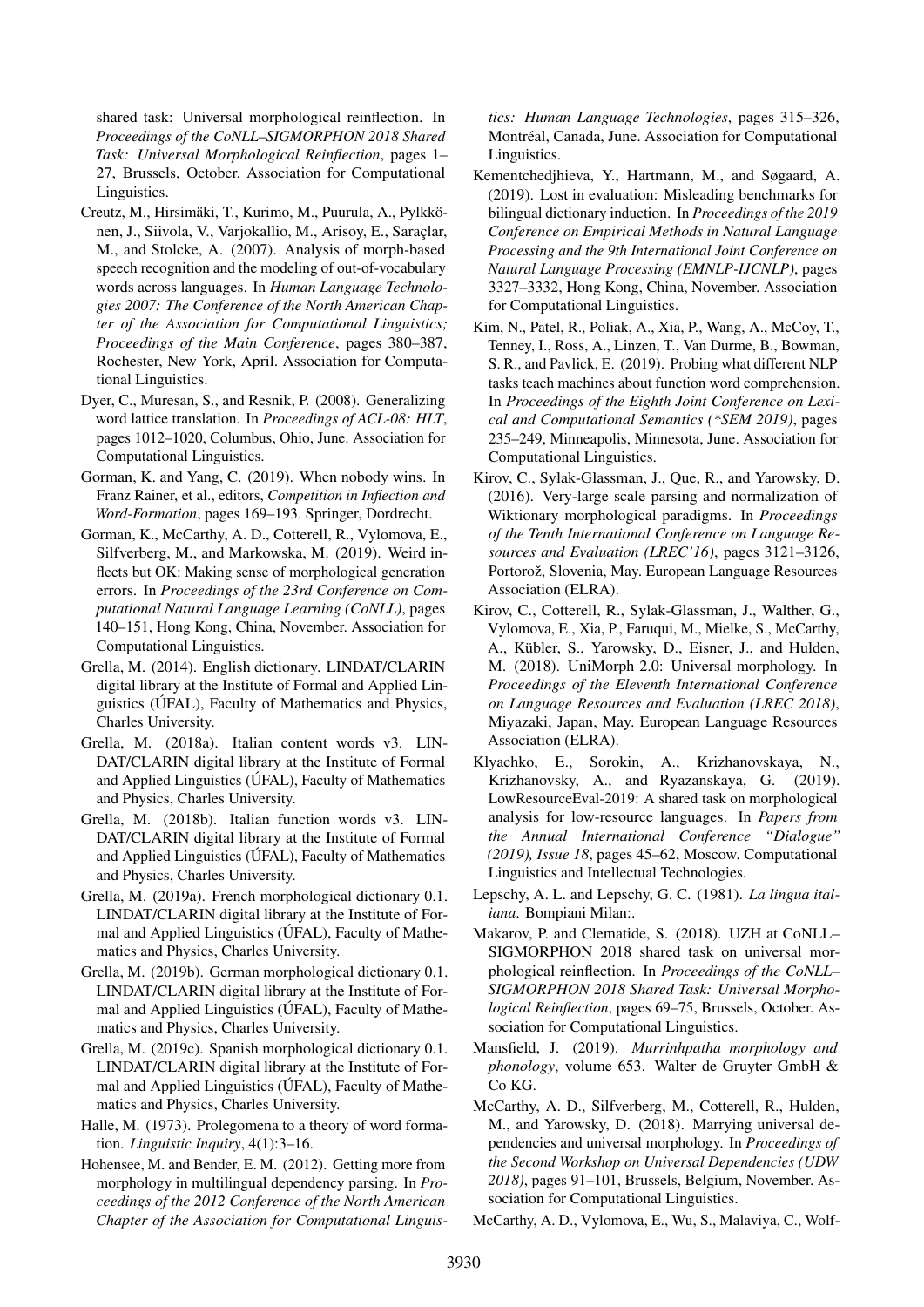shared task: Universal morphological reinflection. In *Proceedings of the CoNLL–SIGMORPHON 2018 Shared Task: Universal Morphological Reinflection*, pages 1–27, Brussels, October. Association for Computational Linguistics.

Creutz, M., Hirsimäki, T., Kurimo, M., Puurula, A., Pylkkönen, J., Siivola, V., Varjokallio, M., Arisoy, E., Saraçlar, M., and Stolcke, A. (2007). Analysis of morph-based speech recognition and the modeling of out-of-vocabulary words across languages. In *Human Language Technologies 2007: The Conference of the North American Chapter of the Association for Computational Linguistics; Proceedings of the Main Conference*, pages 380–387, Rochester, New York, April. Association for Computational Linguistics.

Dyer, C., Muresan, S., and Resnik, P. (2008). Generalizing word lattice translation. In *Proceedings of ACL-08: HLT*, pages 1012–1020, Columbus, Ohio, June. Association for Computational Linguistics.

Gorman, K. and Yang, C. (2019). When nobody wins. In Franz Rainer, et al., editors, *Competition in Inflection and Word-Formation*, pages 169–193. Springer, Dordrecht.

Gorman, K., McCarthy, A. D., Cotterell, R., Vylomova, E., Silfverberg, M., and Markowska, M. (2019). Weird inflects but OK: Making sense of morphological generation errors. In *Proceedings of the 23rd Conference on Computational Natural Language Learning (CoNLL)*, pages 140–151, Hong Kong, China, November. Association for Computational Linguistics.

Grella, M. (2014). English dictionary. LINDAT/CLARIN digital library at the Institute of Formal and Applied Linguistics (ÚFAL), Faculty of Mathematics and Physics, Charles University.

Grella, M. (2018a). Italian content words v3. LINDAT/CLARIN digital library at the Institute of Formal and Applied Linguistics (ÚFAL), Faculty of Mathematics and Physics, Charles University.

Grella, M. (2018b). Italian function words v3. LINDAT/CLARIN digital library at the Institute of Formal and Applied Linguistics (ÚFAL), Faculty of Mathematics and Physics, Charles University.

Grella, M. (2019a). French morphological dictionary 0.1. LINDAT/CLARIN digital library at the Institute of Formal and Applied Linguistics (ÚFAL), Faculty of Mathematics and Physics, Charles University.

Grella, M. (2019b). German morphological dictionary 0.1. LINDAT/CLARIN digital library at the Institute of Formal and Applied Linguistics (ÚFAL), Faculty of Mathematics and Physics, Charles University.

Grella, M. (2019c). Spanish morphological dictionary 0.1. LINDAT/CLARIN digital library at the Institute of Formal and Applied Linguistics (ÚFAL), Faculty of Mathematics and Physics, Charles University.

Halle, M. (1973). Prolegomena to a theory of word formation. *Linguistic Inquiry*, 4(1):3–16.

Hohensee, M. and Bender, E. M. (2012). Getting more from morphology in multilingual dependency parsing. In *Proceedings of the 2012 Conference of the North American Chapter of the Association for Computational Linguistics: Human Language Technologies*, pages 315–326, Montréal, Canada, June. Association for Computational Linguistics.

Kementchedjhieva, Y., Hartmann, M., and Søgaard, A. (2019). Lost in evaluation: Misleading benchmarks for bilingual dictionary induction. In *Proceedings of the 2019 Conference on Empirical Methods in Natural Language Processing and the 9th International Joint Conference on Natural Language Processing (EMNLP-IJCNLP)*, pages 3327–3332, Hong Kong, China, November. Association for Computational Linguistics.

Kim, N., Patel, R., Poliak, A., Xia, P., Wang, A., McCoy, T., Tenney, I., Ross, A., Linzen, T., Van Durme, B., Bowman, S. R., and Pavlick, E. (2019). Probing what different NLP tasks teach machines about function word comprehension. In *Proceedings of the Eighth Joint Conference on Lexical and Computational Semantics (*SEM 2019)*, pages 235–249, Minneapolis, Minnesota, June. Association for Computational Linguistics.

Kirov, C., Sylak-Glassman, J., Que, R., and Yarowsky, D. (2016). Very-large scale parsing and normalization of Wiktionary morphological paradigms. In *Proceedings of the Tenth International Conference on Language Resources and Evaluation (LREC'16)*, pages 3121–3126, Portorož, Slovenia, May. European Language Resources Association (ELRA).

Kirov, C., Cotterell, R., Sylak-Glassman, J., Walther, G., Vylomova, E., Xia, P., Faruqui, M., Mielke, S., McCarthy, A., Kübler, S., Yarowsky, D., Eisner, J., and Hulden, M. (2018). UniMorph 2.0: Universal morphology. In *Proceedings of the Eleventh International Conference on Language Resources and Evaluation (LREC 2018)*, Miyazaki, Japan, May. European Language Resources Association (ELRA).

Klyachko, E., Sorokin, A., Krizhanovskaya, N., Krizhanovsky, A., and Ryazanskaya, G. (2019). LowResourceEval-2019: A shared task on morphological analysis for low-resource languages. In *Papers from the Annual International Conference "Dialogue" (2019), Issue 18*, pages 45–62, Moscow. Computational Linguistics and Intellectual Technologies.

Lepschy, A. L. and Lepschy, G. C. (1981). *La lingua italiana*. Bompiani Milan:.

Makarov, P. and Clematide, S. (2018). UZH at CoNLL–SIGMORPHON 2018 shared task on universal morphological reinflection. In *Proceedings of the CoNLL–SIGMORPHON 2018 Shared Task: Universal Morphological Reinflection*, pages 69–75, Brussels, October. Association for Computational Linguistics.

Mansfield, J. (2019). *Murrinhpatha morphology and phonology*, volume 653. Walter de Gruyter GmbH & Co KG.

McCarthy, A. D., Silfverberg, M., Cotterell, R., Hulden, M., and Yarowsky, D. (2018). Marrying universal dependencies and universal morphology. In *Proceedings of the Second Workshop on Universal Dependencies (UDW 2018)*, pages 91–101, Brussels, Belgium, November. Association for Computational Linguistics.

McCarthy, A. D., Vylomova, E., Wu, S., Malaviya, C., Wolf-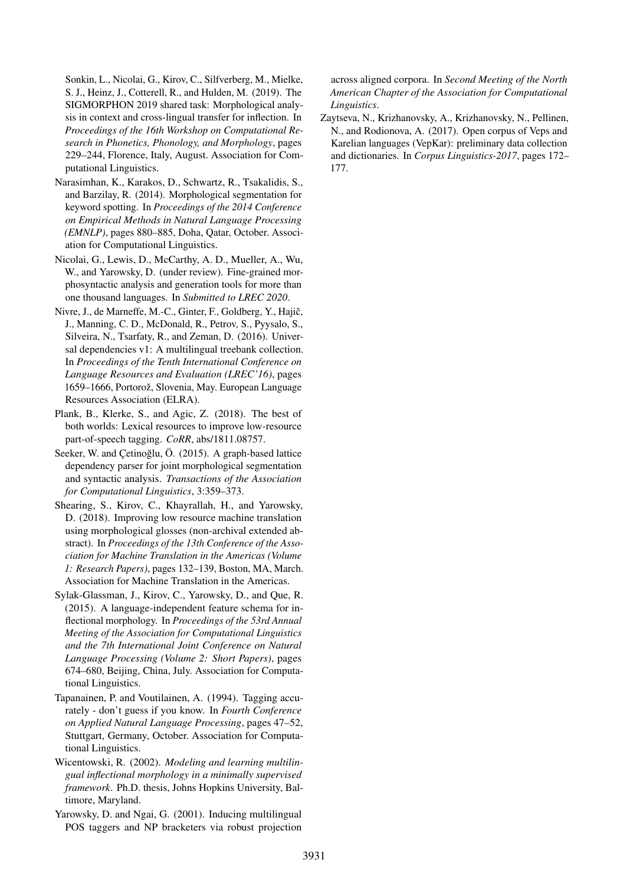Sonkin, L., Nicolai, G., Kirov, C., Silfverberg, M., Mielke, S. J., Heinz, J., Cotterell, R., and Hulden, M. (2019). The SIGMORPHON 2019 shared task: Morphological analysis in context and cross-lingual transfer for inflection. In *Proceedings of the 16th Workshop on Computational Research in Phonetics, Phonology, and Morphology*, pages 229–244, Florence, Italy, August. Association for Computational Linguistics.

Narasimhan, K., Karakos, D., Schwartz, R., Tsakalidis, S., and Barzilay, R. (2014). Morphological segmentation for keyword spotting. In *Proceedings of the 2014 Conference on Empirical Methods in Natural Language Processing (EMNLP)*, pages 880–885, Doha, Qatar, October. Association for Computational Linguistics.

Nicolai, G., Lewis, D., McCarthy, A. D., Mueller, A., Wu, W., and Yarowsky, D. (under review). Fine-grained morphosyntactic analysis and generation tools for more than one thousand languages. In *Submitted to LREC 2020*.

Nivre, J., de Marneffe, M.-C., Ginter, F., Goldberg, Y., Hajič, J., Manning, C. D., McDonald, R., Petrov, S., Pyysalo, S., Silveira, N., Tsarfaty, R., and Zeman, D. (2016). Universal dependencies v1: A multilingual treebank collection. In *Proceedings of the Tenth International Conference on Language Resources and Evaluation (LREC'16)*, pages 1659–1666, Portorož, Slovenia, May. European Language Resources Association (ELRA).

Plank, B., Klerke, S., and Agic, Z. (2018). The best of both worlds: Lexical resources to improve low-resource part-of-speech tagging. *CoRR*, abs/1811.08757.

Seeker, W. and Çetinoğlu, Ö. (2015). A graph-based lattice dependency parser for joint morphological segmentation and syntactic analysis. *Transactions of the Association for Computational Linguistics*, 3:359–373.

Shearing, S., Kirov, C., Khayrallah, H., and Yarowsky, D. (2018). Improving low resource machine translation using morphological glosses (non-archival extended abstract). In *Proceedings of the 13th Conference of the Association for Machine Translation in the Americas (Volume 1: Research Papers)*, pages 132–139, Boston, MA, March. Association for Machine Translation in the Americas.

Sylak-Glassman, J., Kirov, C., Yarowsky, D., and Que, R. (2015). A language-independent feature schema for inflectional morphology. In *Proceedings of the 53rd Annual Meeting of the Association for Computational Linguistics and the 7th International Joint Conference on Natural Language Processing (Volume 2: Short Papers)*, pages 674–680, Beijing, China, July. Association for Computational Linguistics.

Tapanainen, P. and Voutilainen, A. (1994). Tagging accurately - don't guess if you know. In *Fourth Conference on Applied Natural Language Processing*, pages 47–52, Stuttgart, Germany, October. Association for Computational Linguistics.

Wicentowski, R. (2002). *Modeling and learning multilingual inflectional morphology in a minimally supervised framework*. Ph.D. thesis, Johns Hopkins University, Baltimore, Maryland.

Yarowsky, D. and Ngai, G. (2001). Inducing multilingual POS taggers and NP bracketers via robust projection across aligned corpora. In *Second Meeting of the North American Chapter of the Association for Computational Linguistics*.

Zaytseva, N., Krizhanovsky, A., Krizhanovsky, N., Pellinen, N., and Rodionova, A. (2017). Open corpus of Veps and Karelian languages (VepKar): preliminary data collection and dictionaries. In *Corpus Linguistics-2017*, pages 172–177.